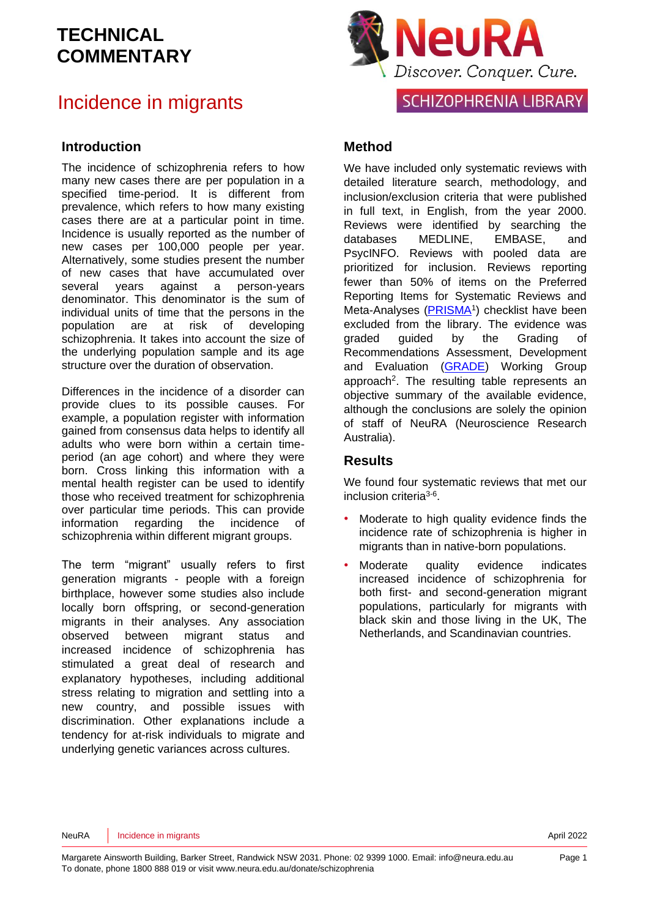# TECHNICAL COMMENTARY

# Incidence in migrants

NeuRA — Discover. Conquer. Cure.

SCHIZOPHRENIA LIBRARY

## Introduction

The incidence of schizophrenia refers to how many new cases there are per population in a specified time-period. It is different from prevalence, which refers to how many existing cases there are at a particular point in time. Incidence is usually reported as the number of new cases per 100,000 people per year. Alternatively, some studies present the number of new cases that have accumulated over several years against a person-years denominator. This denominator is the sum of individual units of time that the persons in the population are at risk of developing schizophrenia. It takes into account the size of the underlying population sample and its age structure over the duration of observation.

Differences in the incidence of a disorder can provide clues to its possible causes. For example, a population register with information gained from consensus data helps to identify all adults who were born within a certain time-period (an age cohort) and where they were born. Cross linking this information with a mental health register can be used to identify those who received treatment for schizophrenia over particular time periods. This can provide information regarding the incidence of schizophrenia within different migrant groups.

The term "migrant" usually refers to first generation migrants - people with a foreign birthplace, however some studies also include locally born offspring, or second-generation migrants in their analyses. Any association observed between migrant status and increased incidence of schizophrenia has stimulated a great deal of research and explanatory hypotheses, including additional stress relating to migration and settling into a new country, and possible issues with discrimination. Other explanations include a tendency for at-risk individuals to migrate and underlying genetic variances across cultures.

## Method

We have included only systematic reviews with detailed literature search, methodology, and inclusion/exclusion criteria that were published in full text, in English, from the year 2000. Reviews were identified by searching the databases MEDLINE, EMBASE, and PsycINFO. Reviews with pooled data are prioritized for inclusion. Reviews reporting fewer than 50% of items on the Preferred Reporting Items for Systematic Reviews and Meta-Analyses (PRISMA[1]) checklist have been excluded from the library. The evidence was graded guided by the Grading of Recommendations Assessment, Development and Evaluation (GRADE) Working Group approach[2]. The resulting table represents an objective summary of the available evidence, although the conclusions are solely the opinion of staff of NeuRA (Neuroscience Research Australia).

## Results

We found four systematic reviews that met our inclusion criteria[3-6].

- Moderate to high quality evidence finds the incidence rate of schizophrenia is higher in migrants than in native-born populations.
- Moderate quality evidence indicates increased incidence of schizophrenia for both first- and second-generation migrant populations, particularly for migrants with black skin and those living in the UK, The Netherlands, and Scandinavian countries.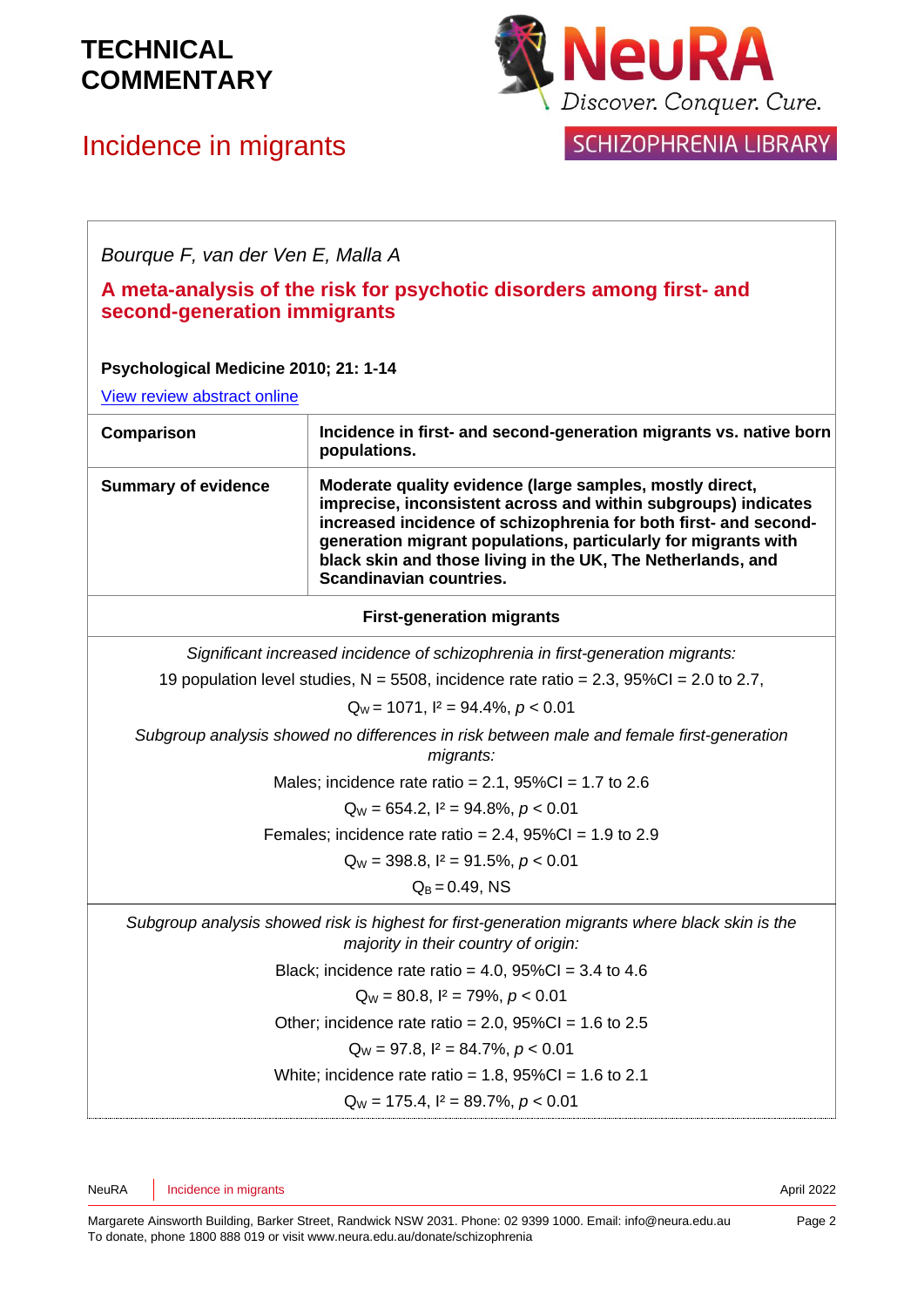# TECHNICAL COMMENTARY

## Incidence in migrants

*Bourque F, van der Ven E, Malla A*

**A meta-analysis of the risk for psychotic disorders among first- and second-generation immigrants**

**Psychological Medicine 2010; 21: 1-14**

View review abstract online

| **Comparison** | **Incidence in first- and second-generation migrants vs. native born populations.** |
|---|---|
| **Summary of evidence** | **Moderate quality evidence (large samples, mostly direct, imprecise, inconsistent across and within subgroups) indicates increased incidence of schizophrenia for both first- and second-generation migrant populations, particularly for migrants with black skin and those living in the UK, The Netherlands, and Scandinavian countries.** |

**First-generation migrants**

*Significant increased incidence of schizophrenia in first-generation migrants:*

19 population level studies, N = 5508, incidence rate ratio = 2.3, 95%CI = 2.0 to 2.7,

$Q_W = 1071$, $I^2 = 94.4\%$, $p < 0.01$

*Subgroup analysis showed no differences in risk between male and female first-generation migrants:*

Males; incidence rate ratio = 2.1, 95%CI = 1.7 to 2.6

$Q_W = 654.2$, $I^2 = 94.8\%$, $p < 0.01$

Females; incidence rate ratio = 2.4, 95%CI = 1.9 to 2.9

$Q_W = 398.8$, $I^2 = 91.5\%$, $p < 0.01$

$Q_B = 0.49$, NS

*Subgroup analysis showed risk is highest for first-generation migrants where black skin is the majority in their country of origin:*

Black; incidence rate ratio = 4.0, 95%CI = 3.4 to 4.6

$Q_W = 80.8$, $I^2 = 79\%$, $p < 0.01$

Other; incidence rate ratio = 2.0, 95%CI = 1.6 to 2.5

$Q_W = 97.8$, $I^2 = 84.7\%$, $p < 0.01$

White; incidence rate ratio = 1.8, 95%CI = 1.6 to 2.1

$Q_W = 175.4$, $I^2 = 89.7\%$, $p < 0.01$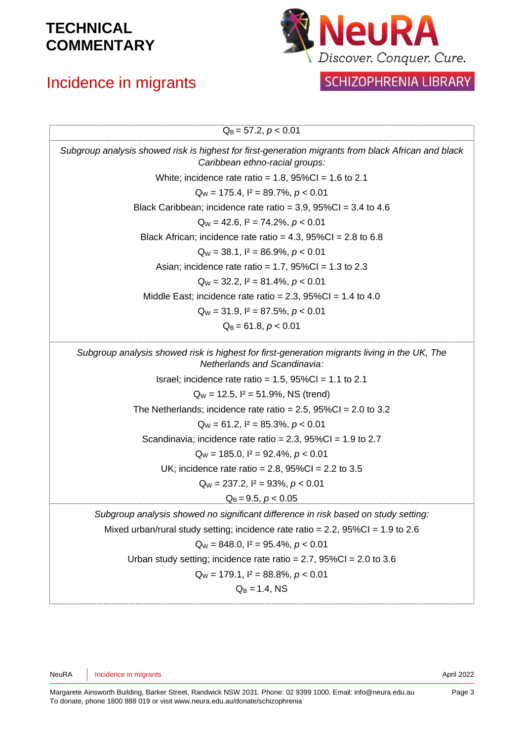$Q_B = 57.2$, $p < 0.01$

*Subgroup analysis showed risk is highest for first-generation migrants from black African and black Caribbean ethno-racial groups:*

White; incidence rate ratio = 1.8, 95%CI = 1.6 to 2.1

$Q_W = 175.4$, $I^2 = 89.7\%$, $p < 0.01$

Black Caribbean; incidence rate ratio = 3.9, 95%CI = 3.4 to 4.6

$Q_W = 42.6$, $I^2 = 74.2\%$, $p < 0.01$

Black African; incidence rate ratio = 4.3, 95%CI = 2.8 to 6.8

$Q_W = 38.1$, $I^2 = 86.9\%$, $p < 0.01$

Asian; incidence rate ratio = 1.7, 95%CI = 1.3 to 2.3

$Q_W = 32.2$, $I^2 = 81.4\%$, $p < 0.01$

Middle East; incidence rate ratio = 2.3, 95%CI = 1.4 to 4.0

$Q_W = 31.9$, $I^2 = 87.5\%$, $p < 0.01$

$Q_B = 61.8$, $p < 0.01$

*Subgroup analysis showed risk is highest for first-generation migrants living in the UK, The Netherlands and Scandinavia:*

Israel; incidence rate ratio = 1.5, 95%CI = 1.1 to 2.1

$Q_W = 12.5$, $I^2 = 51.9\%$, NS (trend)

The Netherlands; incidence rate ratio = 2.5, 95%CI = 2.0 to 3.2

$Q_W = 61.2$, $I^2 = 85.3\%$, $p < 0.01$

Scandinavia; incidence rate ratio = 2.3, 95%CI = 1.9 to 2.7

$Q_W = 185.0$, $I^2 = 92.4\%$, $p < 0.01$

UK; incidence rate ratio = 2.8, 95%CI = 2.2 to 3.5

$Q_W = 237.2$, $I^2 = 93\%$, $p < 0.01$

$Q_B = 9.5$, $p < 0.05$

*Subgroup analysis showed no significant difference in risk based on study setting:*

Mixed urban/rural study setting; incidence rate ratio = 2.2, 95%CI = 1.9 to 2.6

$Q_W = 848.0$, $I^2 = 95.4\%$, $p < 0.01$

Urban study setting; incidence rate ratio = 2.7, 95%CI = 2.0 to 3.6

$Q_W = 179.1$, $I^2 = 88.8\%$, $p < 0.01$

$Q_B = 1.4$, NS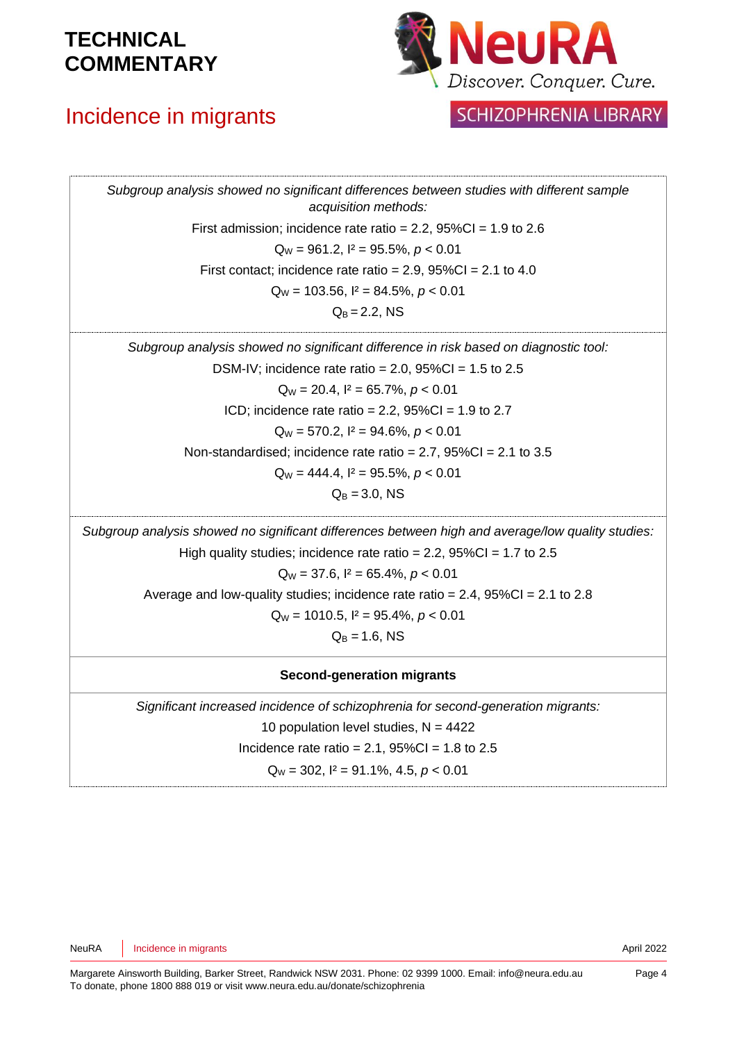*Subgroup analysis showed no significant differences between studies with different sample acquisition methods:*

First admission; incidence rate ratio = 2.2, 95%CI = 1.9 to 2.6

$Q_W$ = 961.2, $I^2$ = 95.5%, $p < 0.01$

First contact; incidence rate ratio = 2.9, 95%CI = 2.1 to 4.0

$Q_W$ = 103.56, $I^2$ = 84.5%, $p < 0.01$

$Q_B$ = 2.2, NS

*Subgroup analysis showed no significant difference in risk based on diagnostic tool:*

DSM-IV; incidence rate ratio = 2.0, 95%CI = 1.5 to 2.5

$Q_W$ = 20.4, $I^2$ = 65.7%, $p < 0.01$

ICD; incidence rate ratio = 2.2, 95%CI = 1.9 to 2.7

$Q_W$ = 570.2, $I^2$ = 94.6%, $p < 0.01$

Non-standardised; incidence rate ratio = 2.7, 95%CI = 2.1 to 3.5

$Q_W$ = 444.4, $I^2$ = 95.5%, $p < 0.01$

$Q_B$ = 3.0, NS

*Subgroup analysis showed no significant differences between high and average/low quality studies:*

High quality studies; incidence rate ratio = 2.2, 95%CI = 1.7 to 2.5

$Q_W$ = 37.6, $I^2$ = 65.4%, $p < 0.01$

Average and low-quality studies; incidence rate ratio = 2.4, 95%CI = 2.1 to 2.8

$Q_W$ = 1010.5, $I^2$ = 95.4%, $p < 0.01$

$Q_B$ = 1.6, NS

**Second-generation migrants**

*Significant increased incidence of schizophrenia for second-generation migrants:*

10 population level studies, N = 4422

Incidence rate ratio = 2.1, 95%CI = 1.8 to 2.5

$Q_W$ = 302, $I^2$ = 91.1%, 4.5, $p < 0.01$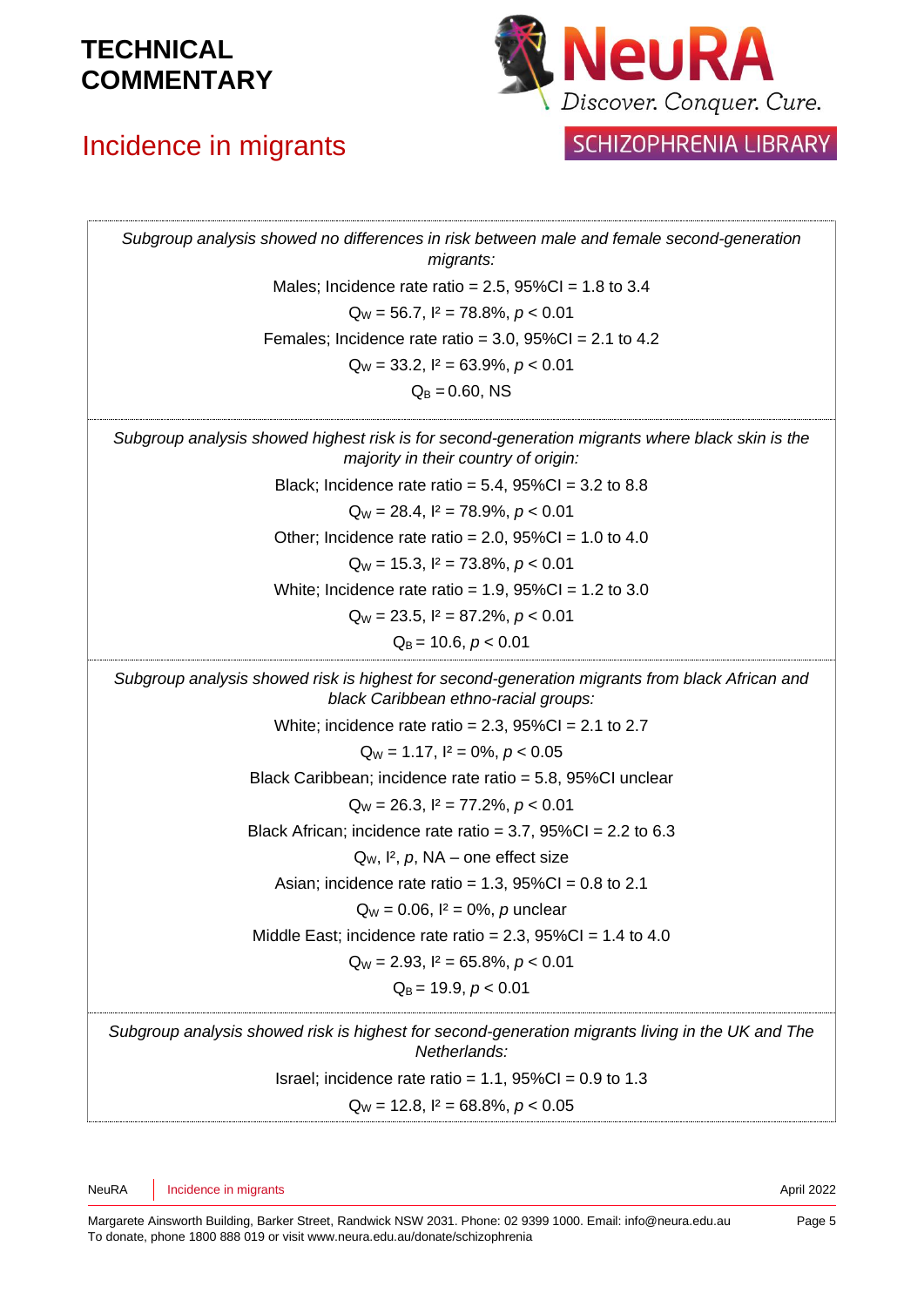*Subgroup analysis showed no differences in risk between male and female second-generation migrants:*

Males; Incidence rate ratio = 2.5, 95%CI = 1.8 to 3.4

$Q_W$ = 56.7, $I^2$ = 78.8%, $p < 0.01$

Females; Incidence rate ratio = 3.0, 95%CI = 2.1 to 4.2

$Q_W$ = 33.2, $I^2$ = 63.9%, $p < 0.01$

$Q_B$ = 0.60, NS

*Subgroup analysis showed highest risk is for second-generation migrants where black skin is the majority in their country of origin:*

Black; Incidence rate ratio = 5.4, 95%CI = 3.2 to 8.8

$Q_W$ = 28.4, $I^2$ = 78.9%, $p < 0.01$

Other; Incidence rate ratio = 2.0, 95%CI = 1.0 to 4.0

$Q_W$ = 15.3, $I^2$ = 73.8%, $p < 0.01$

White; Incidence rate ratio = 1.9, 95%CI = 1.2 to 3.0

$Q_W$ = 23.5, $I^2$ = 87.2%, $p < 0.01$

$Q_B$ = 10.6, $p < 0.01$

*Subgroup analysis showed risk is highest for second-generation migrants from black African and black Caribbean ethno-racial groups:*

White; incidence rate ratio = 2.3, 95%CI = 2.1 to 2.7

$Q_W$ = 1.17, $I^2$ = 0%, $p < 0.05$

Black Caribbean; incidence rate ratio = 5.8, 95%CI unclear

$Q_W$ = 26.3, $I^2$ = 77.2%, $p < 0.01$

Black African; incidence rate ratio = 3.7, 95%CI = 2.2 to 6.3

$Q_W$, $I^2$, $p$, NA – one effect size

Asian; incidence rate ratio = 1.3, 95%CI = 0.8 to 2.1

$Q_W$ = 0.06, $I^2$ = 0%, $p$ unclear

Middle East; incidence rate ratio = 2.3, 95%CI = 1.4 to 4.0

$Q_W$ = 2.93, $I^2$ = 65.8%, $p < 0.01$

$Q_B$ = 19.9, $p < 0.01$

*Subgroup analysis showed risk is highest for second-generation migrants living in the UK and The Netherlands:*

Israel; incidence rate ratio = 1.1, 95%CI = 0.9 to 1.3

$Q_W$ = 12.8, $I^2$ = 68.8%, $p < 0.05$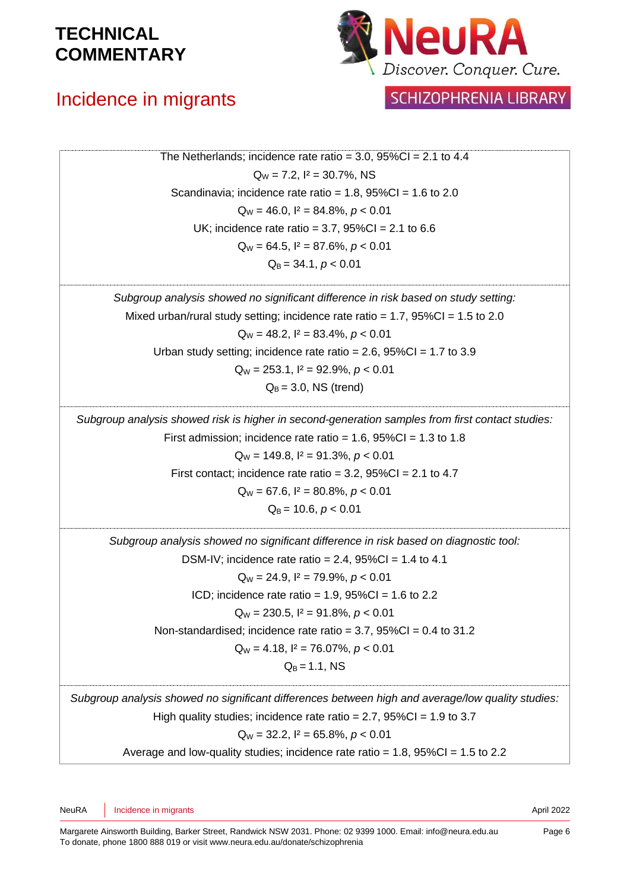The Netherlands; incidence rate ratio = 3.0, 95%CI = 2.1 to 4.4

$Q_W = 7.2$, $I^2 = 30.7\%$, NS

Scandinavia; incidence rate ratio = 1.8, 95%CI = 1.6 to 2.0

$Q_W = 46.0$, $I^2 = 84.8\%$, $p < 0.01$

UK; incidence rate ratio = 3.7, 95%CI = 2.1 to 6.6

$Q_W = 64.5$, $I^2 = 87.6\%$, $p < 0.01$

$Q_B = 34.1$, $p < 0.01$

*Subgroup analysis showed no significant difference in risk based on study setting:*

Mixed urban/rural study setting; incidence rate ratio = 1.7, 95%CI = 1.5 to 2.0

$Q_W = 48.2$, $I^2 = 83.4\%$, $p < 0.01$

Urban study setting; incidence rate ratio = 2.6, 95%CI = 1.7 to 3.9

$Q_W = 253.1$, $I^2 = 92.9\%$, $p < 0.01$

$Q_B = 3.0$, NS (trend)

*Subgroup analysis showed risk is higher in second-generation samples from first contact studies:*

First admission; incidence rate ratio = 1.6, 95%CI = 1.3 to 1.8

$Q_W = 149.8$, $I^2 = 91.3\%$, $p < 0.01$

First contact; incidence rate ratio = 3.2, 95%CI = 2.1 to 4.7

$Q_W = 67.6$, $I^2 = 80.8\%$, $p < 0.01$

$Q_B = 10.6$, $p < 0.01$

*Subgroup analysis showed no significant difference in risk based on diagnostic tool:*

DSM-IV; incidence rate ratio = 2.4, 95%CI = 1.4 to 4.1

$Q_W = 24.9$, $I^2 = 79.9\%$, $p < 0.01$

ICD; incidence rate ratio = 1.9, 95%CI = 1.6 to 2.2

$Q_W = 230.5$, $I^2 = 91.8\%$, $p < 0.01$

Non-standardised; incidence rate ratio = 3.7, 95%CI = 0.4 to 31.2

$Q_W = 4.18$, $I^2 = 76.07\%$, $p < 0.01$

$Q_B = 1.1$, NS

*Subgroup analysis showed no significant differences between high and average/low quality studies:*

High quality studies; incidence rate ratio = 2.7, 95%CI = 1.9 to 3.7

$Q_W = 32.2$, $I^2 = 65.8\%$, $p < 0.01$

Average and low-quality studies; incidence rate ratio = 1.8, 95%CI = 1.5 to 2.2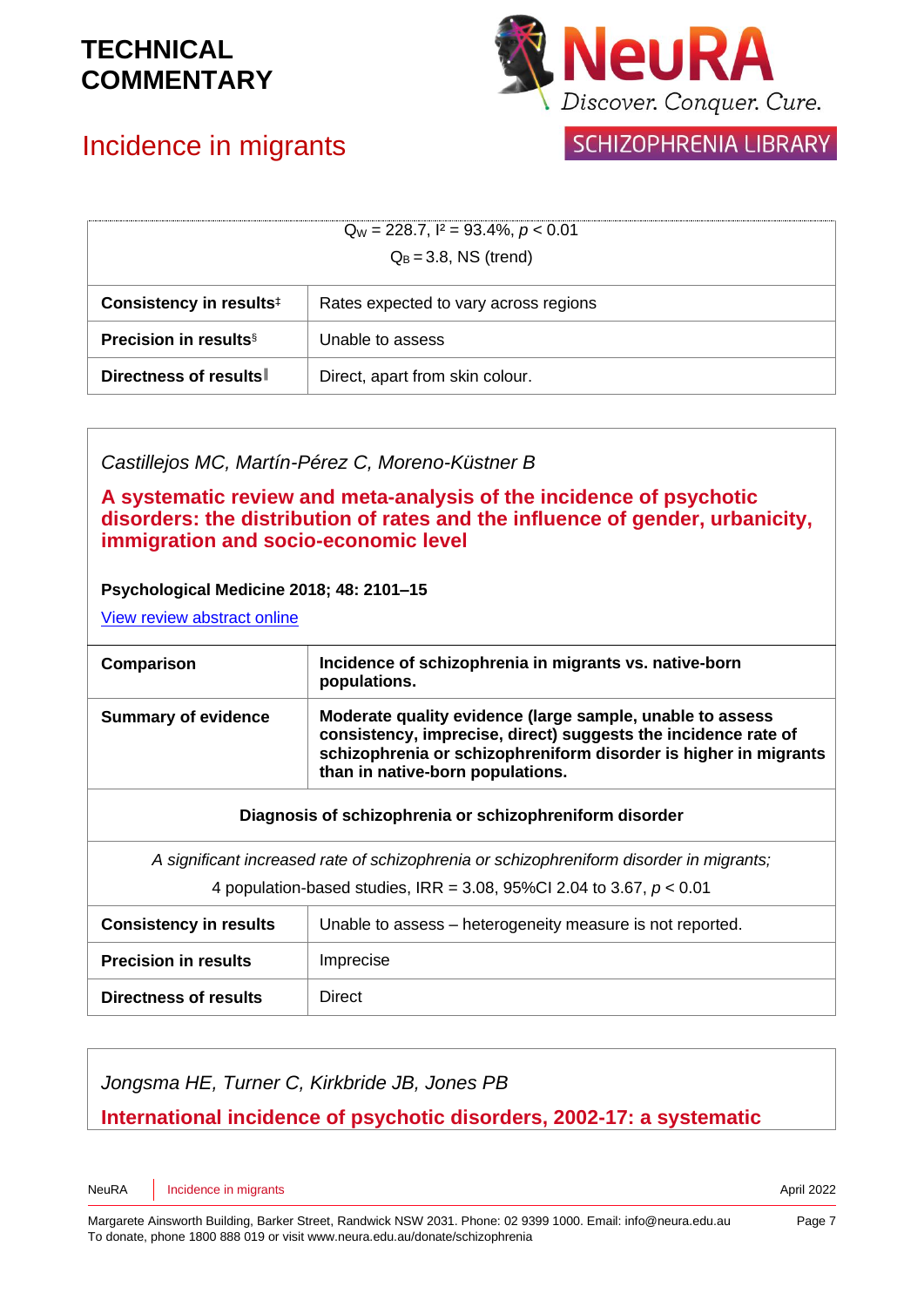| $Q_W$ = 228.7, $I^2$ = 93.4%, $p < 0.01$ <br> $Q_B$ = 3.8, NS (trend) | |
|---|---|
| **Consistency in results**[‡] | Rates expected to vary across regions |
| **Precision in results**[§] | Unable to assess |
| **Directness of results**[ǁ] | Direct, apart from skin colour. |

*Castillejos MC, Martín-Pérez C, Moreno-Küstner B*

**A systematic review and meta-analysis of the incidence of psychotic disorders: the distribution of rates and the influence of gender, urbanicity, immigration and socio-economic level**

**Psychological Medicine 2018; 48: 2101–15**

View review abstract online

| **Comparison** | **Incidence of schizophrenia in migrants vs. native-born populations.** |
|---|---|
| **Summary of evidence** | **Moderate quality evidence (large sample, unable to assess consistency, imprecise, direct) suggests the incidence rate of schizophrenia or schizophreniform disorder is higher in migrants than in native-born populations.** |
| **Diagnosis of schizophrenia or schizophreniform disorder** | |
| *A significant increased rate of schizophrenia or schizophreniform disorder in migrants;* <br> 4 population-based studies, IRR = 3.08, 95%CI 2.04 to 3.67, $p < 0.01$ | |
| **Consistency in results** | Unable to assess – heterogeneity measure is not reported. |
| **Precision in results** | Imprecise |
| **Directness of results** | Direct |

*Jongsma HE, Turner C, Kirkbride JB, Jones PB*

**International incidence of psychotic disorders, 2002-17: a systematic**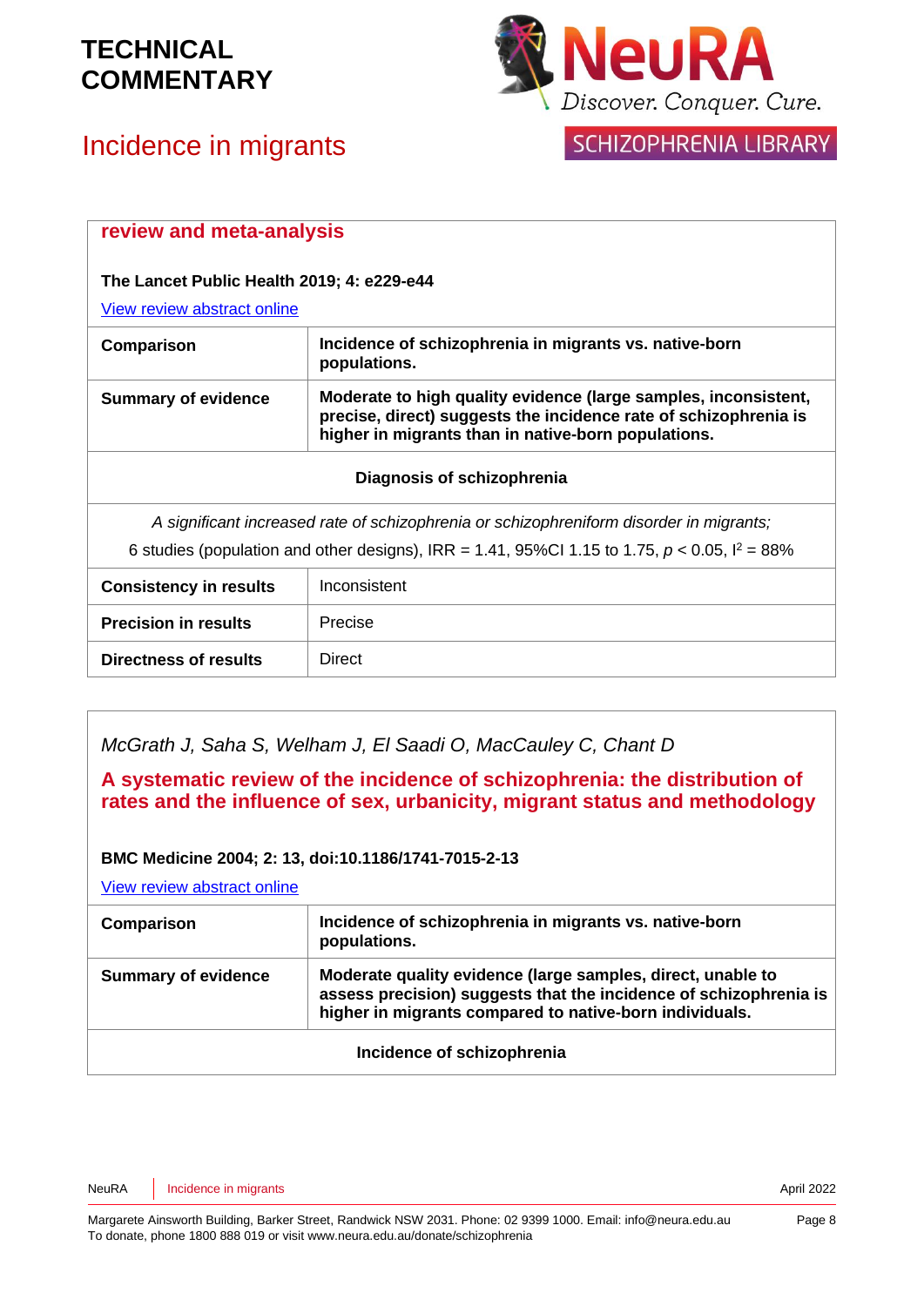review and meta-analysis

**The Lancet Public Health 2019; 4: e229-e44**

View review abstract online

| | |
|---|---|
| **Comparison** | **Incidence of schizophrenia in migrants vs. native-born populations.** |
| **Summary of evidence** | **Moderate to high quality evidence (large samples, inconsistent, precise, direct) suggests the incidence rate of schizophrenia is higher in migrants than in native-born populations.** |
| **Diagnosis of schizophrenia** | |
| *A significant increased rate of schizophrenia or schizophreniform disorder in migrants;* 6 studies (population and other designs), IRR = 1.41, 95%CI 1.15 to 1.75, $p < 0.05$, $I^2 = 88\%$ | |
| **Consistency in results** | Inconsistent |
| **Precision in results** | Precise |
| **Directness of results** | Direct |

*McGrath J, Saha S, Welham J, El Saadi O, MacCauley C, Chant D*

## A systematic review of the incidence of schizophrenia: the distribution of rates and the influence of sex, urbanicity, migrant status and methodology

**BMC Medicine 2004; 2: 13, doi:10.1186/1741-7015-2-13**

View review abstract online

| | |
|---|---|
| **Comparison** | **Incidence of schizophrenia in migrants vs. native-born populations.** |
| **Summary of evidence** | **Moderate quality evidence (large samples, direct, unable to assess precision) suggests that the incidence of schizophrenia is higher in migrants compared to native-born individuals.** |
| **Incidence of schizophrenia** | |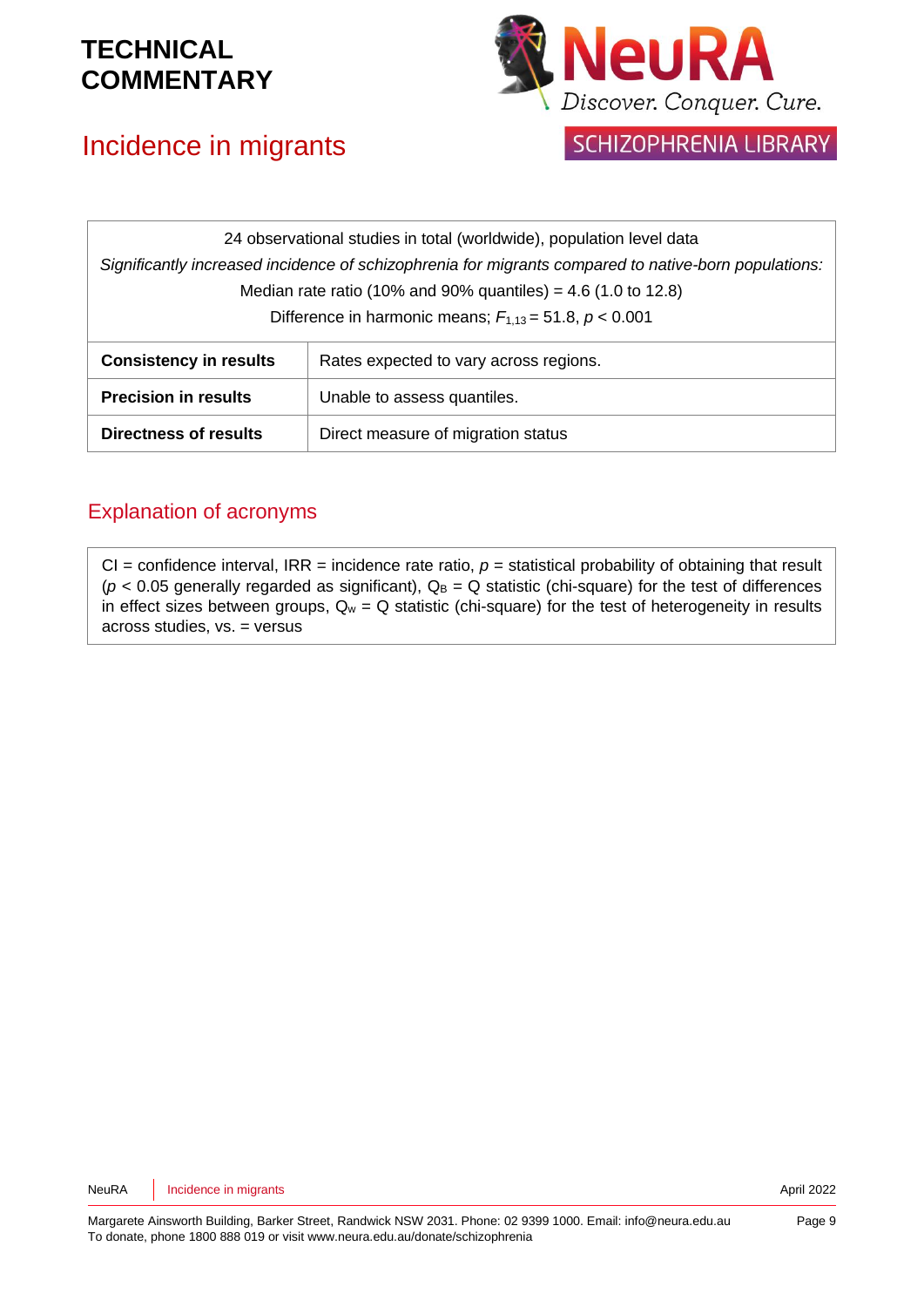| 24 observational studies in total (worldwide), population level data<br>*Significantly increased incidence of schizophrenia for migrants compared to native-born populations:*<br>Median rate ratio (10% and 90% quantiles) = 4.6 (1.0 to 12.8)<br>Difference in harmonic means; $F_{1,13}$ = 51.8, $p$ < 0.001 | |
|---|---|
| **Consistency in results** | Rates expected to vary across regions. |
| **Precision in results** | Unable to assess quantiles. |
| **Directness of results** | Direct measure of migration status |

## Explanation of acronyms

CI = confidence interval, IRR = incidence rate ratio, $p$ = statistical probability of obtaining that result ($p$ < 0.05 generally regarded as significant), $Q_B$ = Q statistic (chi-square) for the test of differences in effect sizes between groups, $Q_w$ = Q statistic (chi-square) for the test of heterogeneity in results across studies, vs. = versus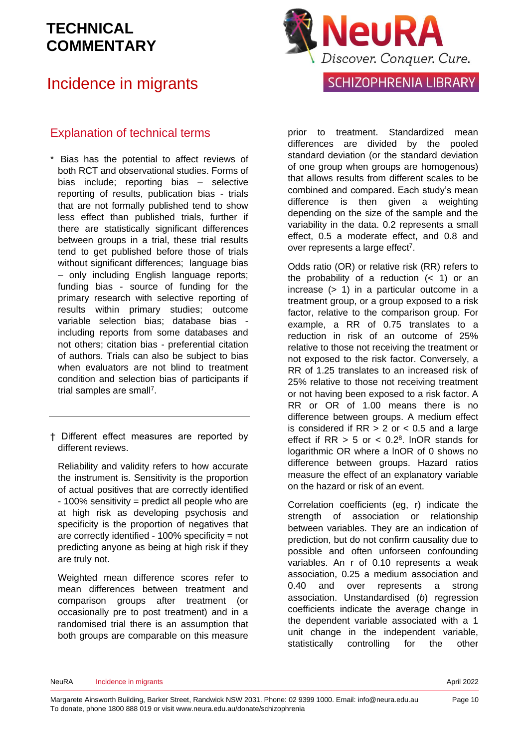## Explanation of technical terms

\* Bias has the potential to affect reviews of both RCT and observational studies. Forms of bias include; reporting bias – selective reporting of results, publication bias - trials that are not formally published tend to show less effect than published trials, further if there are statistically significant differences between groups in a trial, these trial results tend to get published before those of trials without significant differences; language bias – only including English language reports; funding bias - source of funding for the primary research with selective reporting of results within primary studies; outcome variable selection bias; database bias - including reports from some databases and not others; citation bias - preferential citation of authors. Trials can also be subject to bias when evaluators are not blind to treatment condition and selection bias of participants if trial samples are small[7].

---

† Different effect measures are reported by different reviews.

Reliability and validity refers to how accurate the instrument is. Sensitivity is the proportion of actual positives that are correctly identified - 100% sensitivity = predict all people who are at high risk as developing psychosis and specificity is the proportion of negatives that are correctly identified - 100% specificity = not predicting anyone as being at high risk if they are truly not.

Weighted mean difference scores refer to mean differences between treatment and comparison groups after treatment (or occasionally pre to post treatment) and in a randomised trial there is an assumption that both groups are comparable on this measure prior to treatment. Standardized mean differences are divided by the pooled standard deviation (or the standard deviation of one group when groups are homogenous) that allows results from different scales to be combined and compared. Each study's mean difference is then given a weighting depending on the size of the sample and the variability in the data. 0.2 represents a small effect, 0.5 a moderate effect, and 0.8 and over represents a large effect[7].

Odds ratio (OR) or relative risk (RR) refers to the probability of a reduction (< 1) or an increase (> 1) in a particular outcome in a treatment group, or a group exposed to a risk factor, relative to the comparison group. For example, a RR of 0.75 translates to a reduction in risk of an outcome of 25% relative to those not receiving the treatment or not exposed to the risk factor. Conversely, a RR of 1.25 translates to an increased risk of 25% relative to those not receiving treatment or not having been exposed to a risk factor. A RR or OR of 1.00 means there is no difference between groups. A medium effect is considered if RR > 2 or < 0.5 and a large effect if RR > 5 or < 0.2[8]. lnOR stands for logarithmic OR where a lnOR of 0 shows no difference between groups. Hazard ratios measure the effect of an explanatory variable on the hazard or risk of an event.

Correlation coefficients (eg, r) indicate the strength of association or relationship between variables. They are an indication of prediction, but do not confirm causality due to possible and often unforseen confounding variables. An r of 0.10 represents a weak association, 0.25 a medium association and 0.40 and over represents a strong association. Unstandardised (*b*) regression coefficients indicate the average change in the dependent variable associated with a 1 unit change in the independent variable, statistically controlling for the other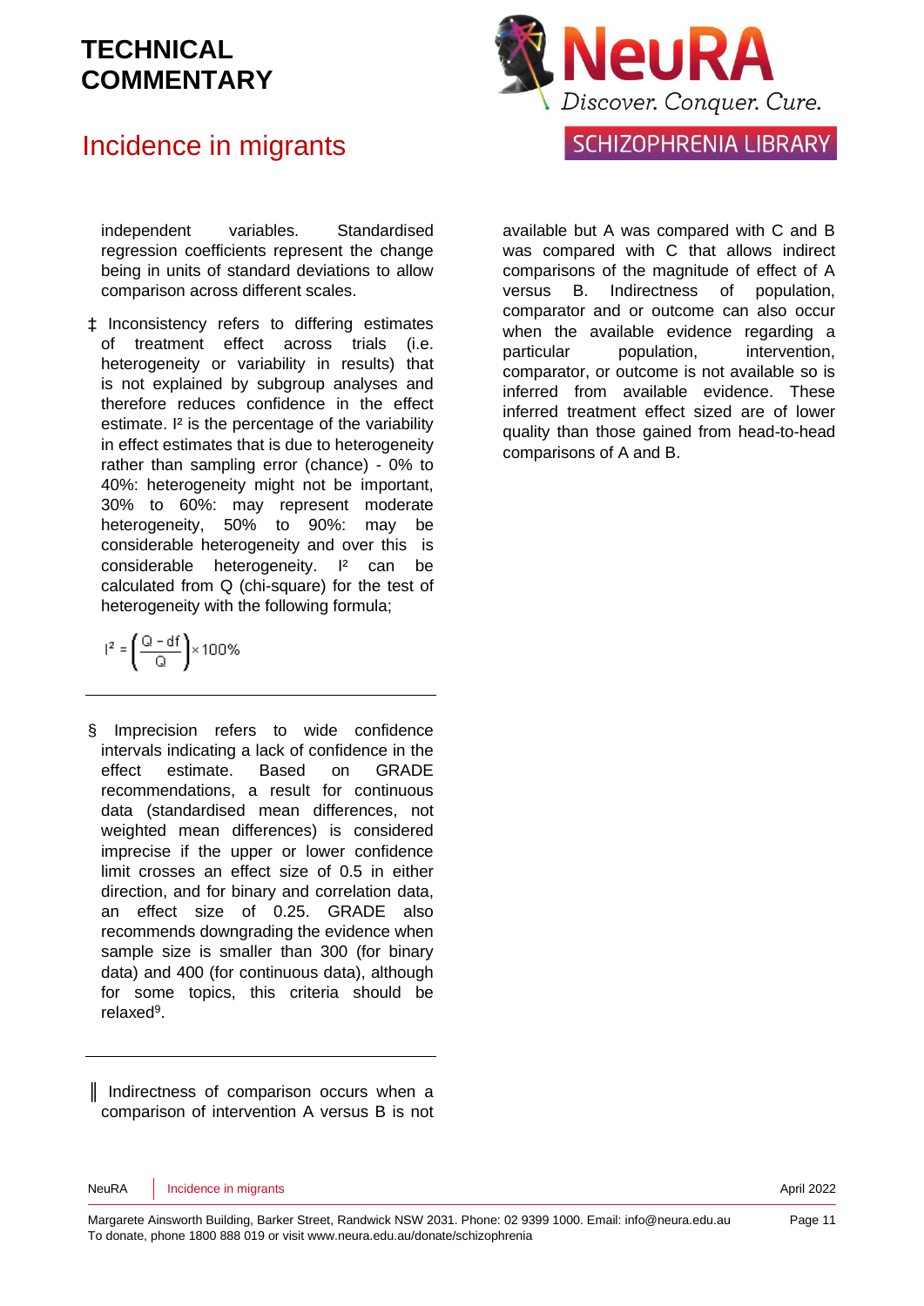independent variables. Standardised regression coefficients represent the change being in units of standard deviations to allow comparison across different scales.

‡ Inconsistency refers to differing estimates of treatment effect across trials (i.e. heterogeneity or variability in results) that is not explained by subgroup analyses and therefore reduces confidence in the effect estimate. $I^2$ is the percentage of the variability in effect estimates that is due to heterogeneity rather than sampling error (chance) - 0% to 40%: heterogeneity might not be important, 30% to 60%: may represent moderate heterogeneity, 50% to 90%: may be considerable heterogeneity and over this is considerable heterogeneity. $I^2$ can be calculated from Q (chi-square) for the test of heterogeneity with the following formula;

$$I^2 = \left(\frac{Q - df}{Q}\right) \times 100\%$$

---

§ Imprecision refers to wide confidence intervals indicating a lack of confidence in the effect estimate. Based on GRADE recommendations, a result for continuous data (standardised mean differences, not weighted mean differences) is considered imprecise if the upper or lower confidence limit crosses an effect size of 0.5 in either direction, and for binary and correlation data, an effect size of 0.25. GRADE also recommends downgrading the evidence when sample size is smaller than 300 (for binary data) and 400 (for continuous data), although for some topics, this criteria should be relaxed[9].

---

‖ Indirectness of comparison occurs when a comparison of intervention A versus B is not available but A was compared with C and B was compared with C that allows indirect comparisons of the magnitude of effect of A versus B. Indirectness of population, comparator and or outcome can also occur when the available evidence regarding a particular population, intervention, comparator, or outcome is not available so is inferred from available evidence. These inferred treatment effect sized are of lower quality than those gained from head-to-head comparisons of A and B.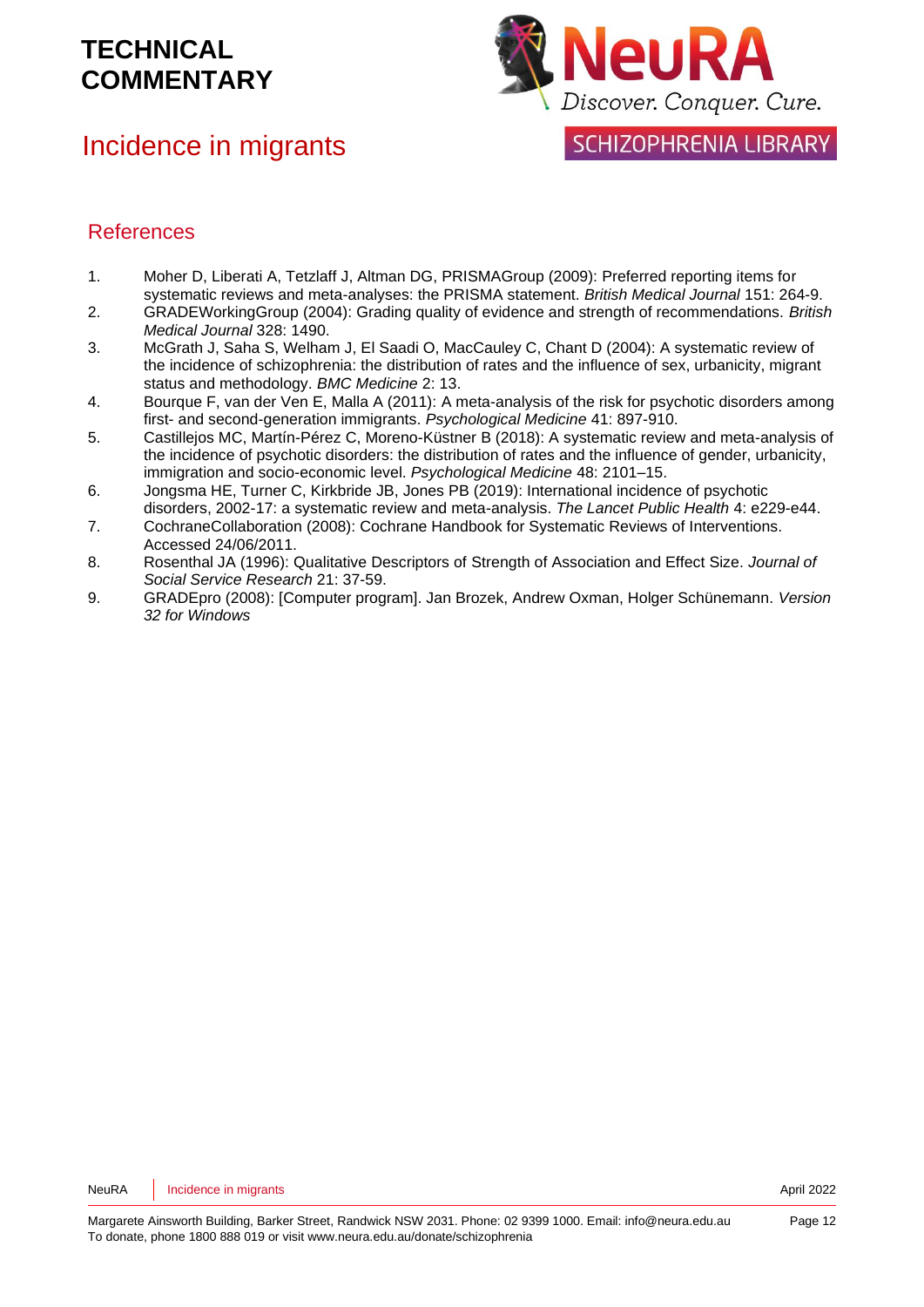## References

1. Moher D, Liberati A, Tetzlaff J, Altman DG, PRISMAGroup (2009): Preferred reporting items for systematic reviews and meta-analyses: the PRISMA statement. *British Medical Journal* 151: 264-9.
2. GRADEWorkingGroup (2004): Grading quality of evidence and strength of recommendations. *British Medical Journal* 328: 1490.
3. McGrath J, Saha S, Welham J, El Saadi O, MacCauley C, Chant D (2004): A systematic review of the incidence of schizophrenia: the distribution of rates and the influence of sex, urbanicity, migrant status and methodology. *BMC Medicine* 2: 13.
4. Bourque F, van der Ven E, Malla A (2011): A meta-analysis of the risk for psychotic disorders among first- and second-generation immigrants. *Psychological Medicine* 41: 897-910.
5. Castillejos MC, Martín-Pérez C, Moreno-Küstner B (2018): A systematic review and meta-analysis of the incidence of psychotic disorders: the distribution of rates and the influence of gender, urbanicity, immigration and socio-economic level. *Psychological Medicine* 48: 2101–15.
6. Jongsma HE, Turner C, Kirkbride JB, Jones PB (2019): International incidence of psychotic disorders, 2002-17: a systematic review and meta-analysis. *The Lancet Public Health* 4: e229-e44.
7. CochraneCollaboration (2008): Cochrane Handbook for Systematic Reviews of Interventions. Accessed 24/06/2011.
8. Rosenthal JA (1996): Qualitative Descriptors of Strength of Association and Effect Size. *Journal of Social Service Research* 21: 37-59.
9. GRADEpro (2008): [Computer program]. Jan Brozek, Andrew Oxman, Holger Schünemann. *Version 32 for Windows*